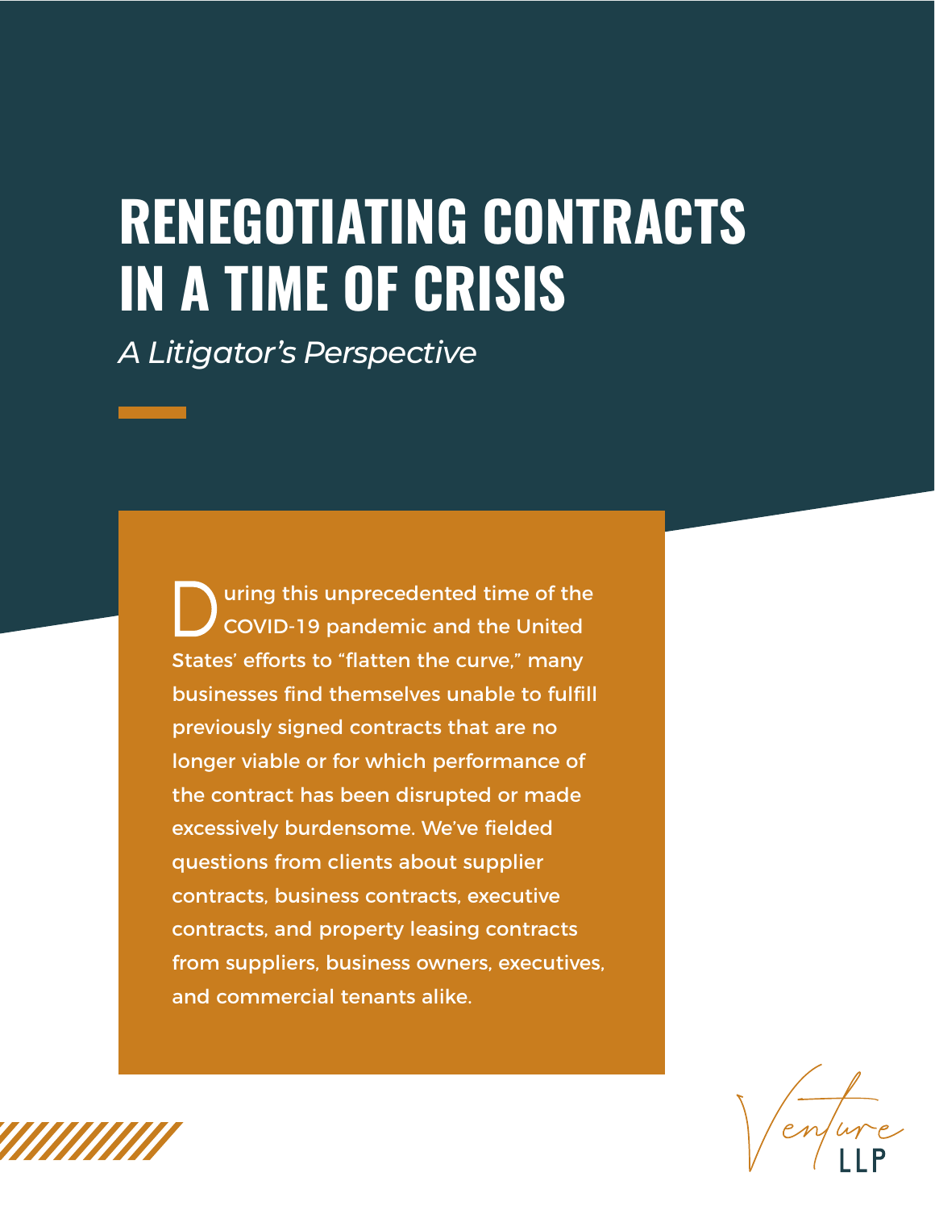# RENEGOTIATING CONTRACTS IN A TIME OF CRISIS

*A Litigator's Perspective*

During this unprecedented time of the COVID-19 pandemic and the United States' efforts to "flatten the curve," many businesses find themselves unable to fulfill previously signed contracts that are no longer viable or for which performance of the contract has been disrupted or made excessively burdensome. We've fielded questions from clients about supplier contracts, business contracts, executive contracts, and property leasing contracts from suppliers, business owners, executives, and commercial tenants alike.

Venture LLP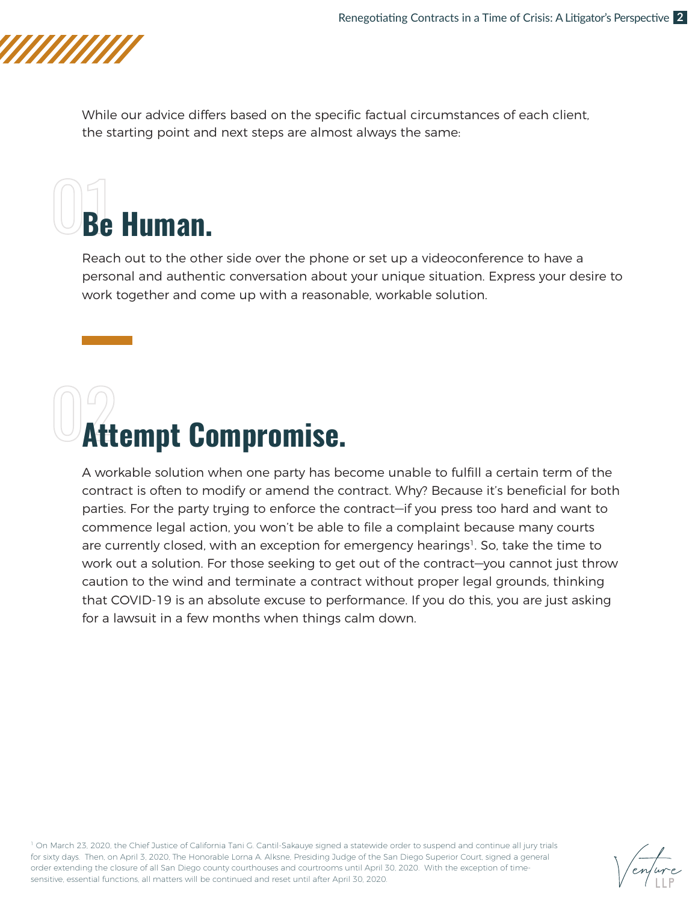While our advice differs based on the specific factual circumstances of each client, the starting point and next steps are almost always the same:

## 01 Be Human.

Reach out to the other side over the phone or set up a videoconference to have a personal and authentic conversation about your unique situation. Express your desire to work together and come up with a reasonable, workable solution.

## 02 Attempt Compromise.

A workable solution when one party has become unable to fulfill a certain term of the contract is often to modify or amend the contract. Why? Because it's beneficial for both parties. For the party trying to enforce the contract—if you press too hard and want to commence legal action, you won't be able to file a complaint because many courts are currently closed, with an exception for emergency hearings[1]. So, take the time to work out a solution. For those seeking to get out of the contract—you cannot just throw caution to the wind and terminate a contract without proper legal grounds, thinking that COVID-19 is an absolute excuse to performance. If you do this, you are just asking for a lawsuit in a few months when things calm down.

[1] On March 23, 2020, the Chief Justice of California Tani G. Cantil-Sakauye signed a statewide order to suspend and continue all jury trials for sixty days. Then, on April 3, 2020, The Honorable Lorna A. Alksne, Presiding Judge of the San Diego Superior Court, signed a general order extending the closure of all San Diego county courthouses and courtrooms until April 30, 2020. With the exception of time-sensitive, essential functions, all matters will be continued and reset until after April 30, 2020.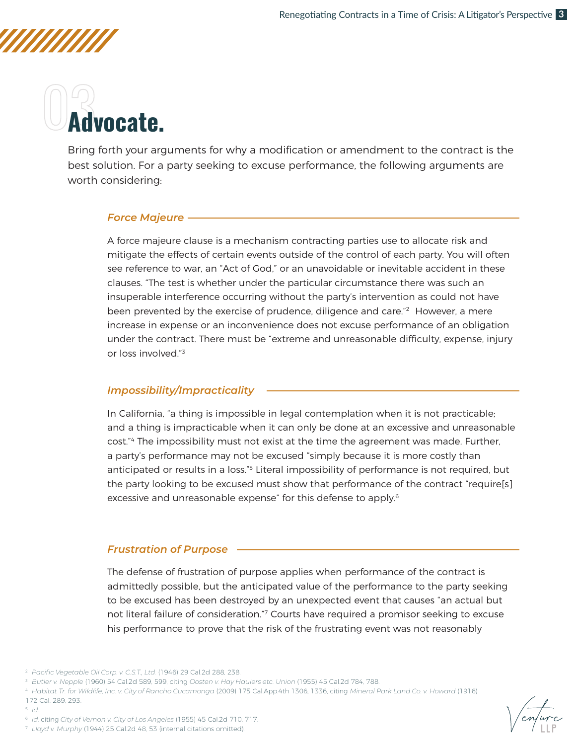# 03 Advocate.

Bring forth your arguments for why a modification or amendment to the contract is the best solution. For a party seeking to excuse performance, the following arguments are worth considering:

### *Force Majeure*

A force majeure clause is a mechanism contracting parties use to allocate risk and mitigate the effects of certain events outside of the control of each party. You will often see reference to war, an "Act of God," or an unavoidable or inevitable accident in these clauses. "The test is whether under the particular circumstance there was such an insuperable interference occurring without the party's intervention as could not have been prevented by the exercise of prudence, diligence and care."[2] However, a mere increase in expense or an inconvenience does not excuse performance of an obligation under the contract. There must be "extreme and unreasonable difficulty, expense, injury or loss involved."[3]

### *Impossibility/Impracticality*

In California, "a thing is impossible in legal contemplation when it is not practicable; and a thing is impracticable when it can only be done at an excessive and unreasonable cost."[4] The impossibility must not exist at the time the agreement was made. Further, a party's performance may not be excused "simply because it is more costly than anticipated or results in a loss."[5] Literal impossibility of performance is not required, but the party looking to be excused must show that performance of the contract "require[s] excessive and unreasonable expense" for this defense to apply.[6]

### *Frustration of Purpose*

The defense of frustration of purpose applies when performance of the contract is admittedly possible, but the anticipated value of the performance to the party seeking to be excused has been destroyed by an unexpected event that causes "an actual but not literal failure of consideration."[7] Courts have required a promisor seeking to excuse his performance to prove that the risk of the frustrating event was not reasonably

---

[2] *Pacific Vegetable Oil Corp. v. C.S.T., Ltd.* (1946) 29 Cal.2d 288, 238.

[3] *Butler v. Nepple* (1960) 54 Cal.2d 589, 599, citing *Oosten v. Hay Haulers etc. Union* (1955) 45 Cal.2d 784, 788.

[4] *Habitat Tr. for Wildlife, Inc. v. City of Rancho Cucamonga* (2009) 175 Cal.App.4th 1306, 1336, citing *Mineral Park Land Co. v. Howard* (1916) 172 Cal. 289, 293.

[5] *Id.*

[6] *Id.* citing *City of Vernon v. City of Los Angeles* (1955) 45 Cal.2d 710, 717.

[7] *Lloyd v. Murphy* (1944) 25 Cal.2d 48, 53 (internal citations omitted).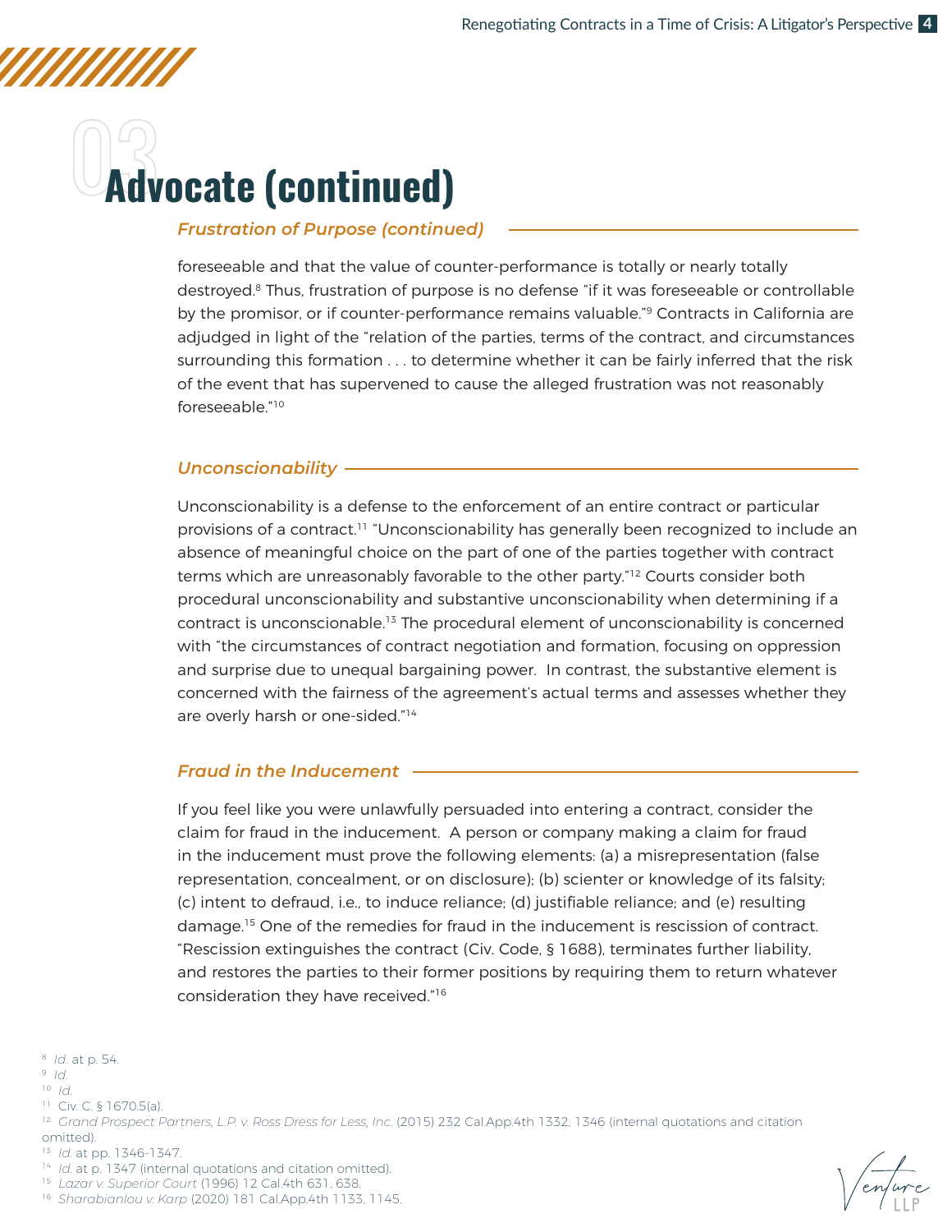# 03 Advocate (continued)

### *Frustration of Purpose (continued)*

foreseeable and that the value of counter-performance is totally or nearly totally destroyed.[8] Thus, frustration of purpose is no defense "if it was foreseeable or controllable by the promisor, or if counter-performance remains valuable."[9] Contracts in California are adjudged in light of the "relation of the parties, terms of the contract, and circumstances surrounding this formation . . . to determine whether it can be fairly inferred that the risk of the event that has supervened to cause the alleged frustration was not reasonably foreseeable."[10]

### *Unconscionability*

Unconscionability is a defense to the enforcement of an entire contract or particular provisions of a contract.[11] "Unconscionability has generally been recognized to include an absence of meaningful choice on the part of one of the parties together with contract terms which are unreasonably favorable to the other party."[12] Courts consider both procedural unconscionability and substantive unconscionability when determining if a contract is unconscionable.[13] The procedural element of unconscionability is concerned with "the circumstances of contract negotiation and formation, focusing on oppression and surprise due to unequal bargaining power. In contrast, the substantive element is concerned with the fairness of the agreement's actual terms and assesses whether they are overly harsh or one-sided."[14]

### *Fraud in the Inducement*

If you feel like you were unlawfully persuaded into entering a contract, consider the claim for fraud in the inducement. A person or company making a claim for fraud in the inducement must prove the following elements: (a) a misrepresentation (false representation, concealment, or on disclosure); (b) scienter or knowledge of its falsity; (c) intent to defraud, i.e., to induce reliance; (d) justifiable reliance; and (e) resulting damage.[15] One of the remedies for fraud in the inducement is rescission of contract. "Rescission extinguishes the contract (Civ. Code, § 1688), terminates further liability, and restores the parties to their former positions by requiring them to return whatever consideration they have received."[16]

---

[8] *Id.* at p. 54.
[9] *Id.*
[10] *Id.*
[11] Civ. C. § 1670.5(a).
[12] *Grand Prospect Partners, L.P. v. Ross Dress for Less, Inc.* (2015) 232 Cal.App.4th 1332, 1346 (internal quotations and citation omitted).
[13] *Id.* at pp. 1346-1347.
[14] *Id.* at p. 1347 (internal quotations and citation omitted).
[15] *Lazar v. Superior Court* (1996) 12 Cal.4th 631, 638.
[16] *Sharabianlou v. Karp* (2020) 181 Cal.App.4th 1133, 1145.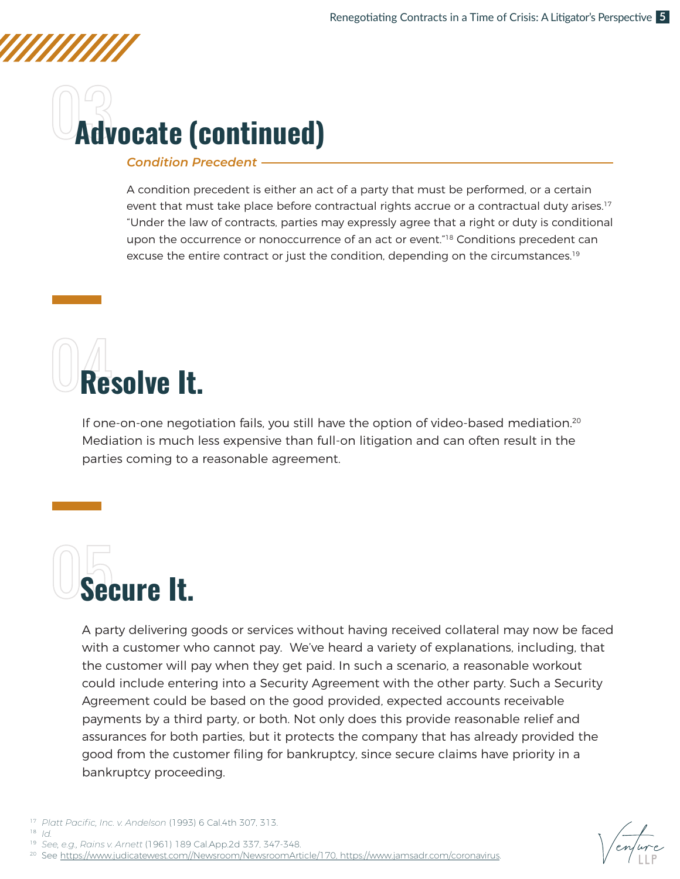# 03 Advocate (continued)

### *Condition Precedent*

A condition precedent is either an act of a party that must be performed, or a certain event that must take place before contractual rights accrue or a contractual duty arises.[17] "Under the law of contracts, parties may expressly agree that a right or duty is conditional upon the occurrence or nonoccurrence of an act or event."[18] Conditions precedent can excuse the entire contract or just the condition, depending on the circumstances.[19]

# 04 Resolve It.

If one-on-one negotiation fails, you still have the option of video-based mediation.[20] Mediation is much less expensive than full-on litigation and can often result in the parties coming to a reasonable agreement.

# 05 Secure It.

A party delivering goods or services without having received collateral may now be faced with a customer who cannot pay. We've heard a variety of explanations, including, that the customer will pay when they get paid. In such a scenario, a reasonable workout could include entering into a Security Agreement with the other party. Such a Security Agreement could be based on the good provided, expected accounts receivable payments by a third party, or both. Not only does this provide reasonable relief and assurances for both parties, but it protects the company that has already provided the good from the customer filing for bankruptcy, since secure claims have priority in a bankruptcy proceeding.

---

[17] *Platt Pacific, Inc. v. Andelson* (1993) 6 Cal.4th 307, 313.

[18] *Id.*

[19] *See, e.g., Rains v. Arnett* (1961) 189 Cal.App.2d 337, 347-348.

[20] See https://www.judicatewest.com//Newsroom/NewsroomArticle/170, https://www.jamsadr.com/coronavirus.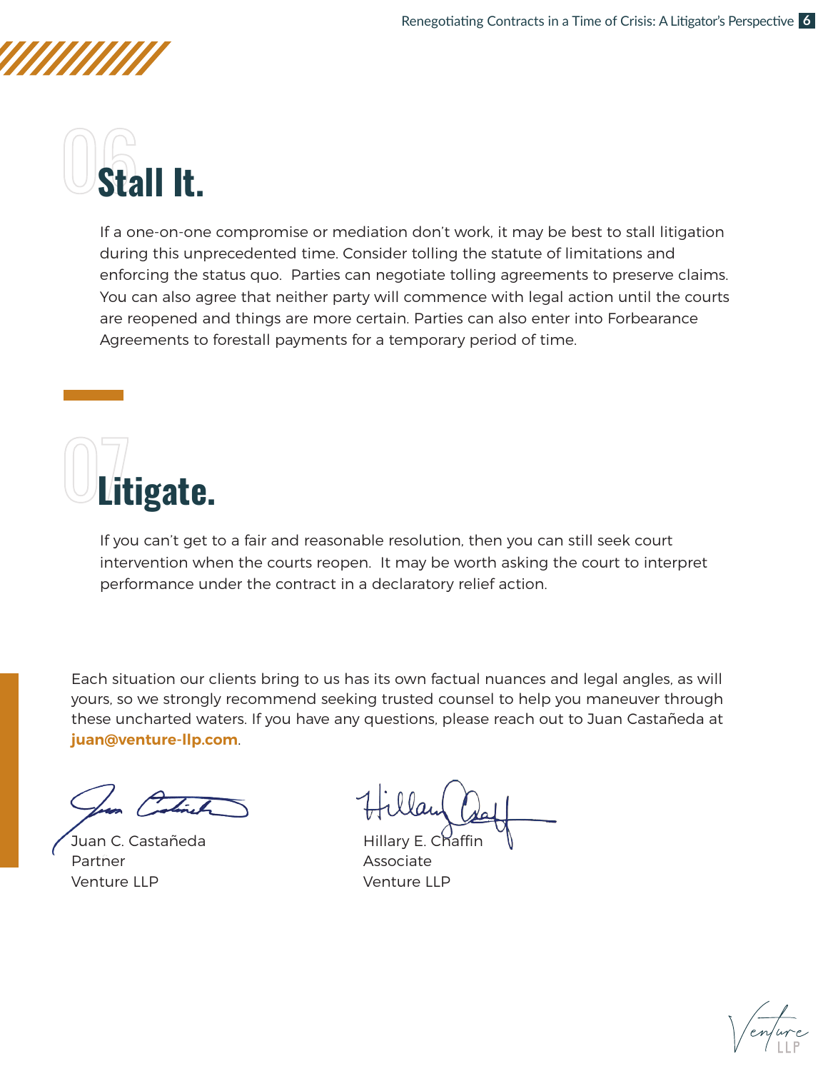## 06 Stall It.

If a one-on-one compromise or mediation don't work, it may be best to stall litigation during this unprecedented time. Consider tolling the statute of limitations and enforcing the status quo. Parties can negotiate tolling agreements to preserve claims. You can also agree that neither party will commence with legal action until the courts are reopened and things are more certain. Parties can also enter into Forbearance Agreements to forestall payments for a temporary period of time.

## 07 Litigate.

If you can't get to a fair and reasonable resolution, then you can still seek court intervention when the courts reopen. It may be worth asking the court to interpret performance under the contract in a declaratory relief action.

Each situation our clients bring to us has its own factual nuances and legal angles, as will yours, so we strongly recommend seeking trusted counsel to help you maneuver through these uncharted waters. If you have any questions, please reach out to Juan Castañeda at **juan@venture-llp.com**.

Juan C. Castañeda
Partner
Venture LLP

Hillary E. Chaffin
Associate
Venture LLP